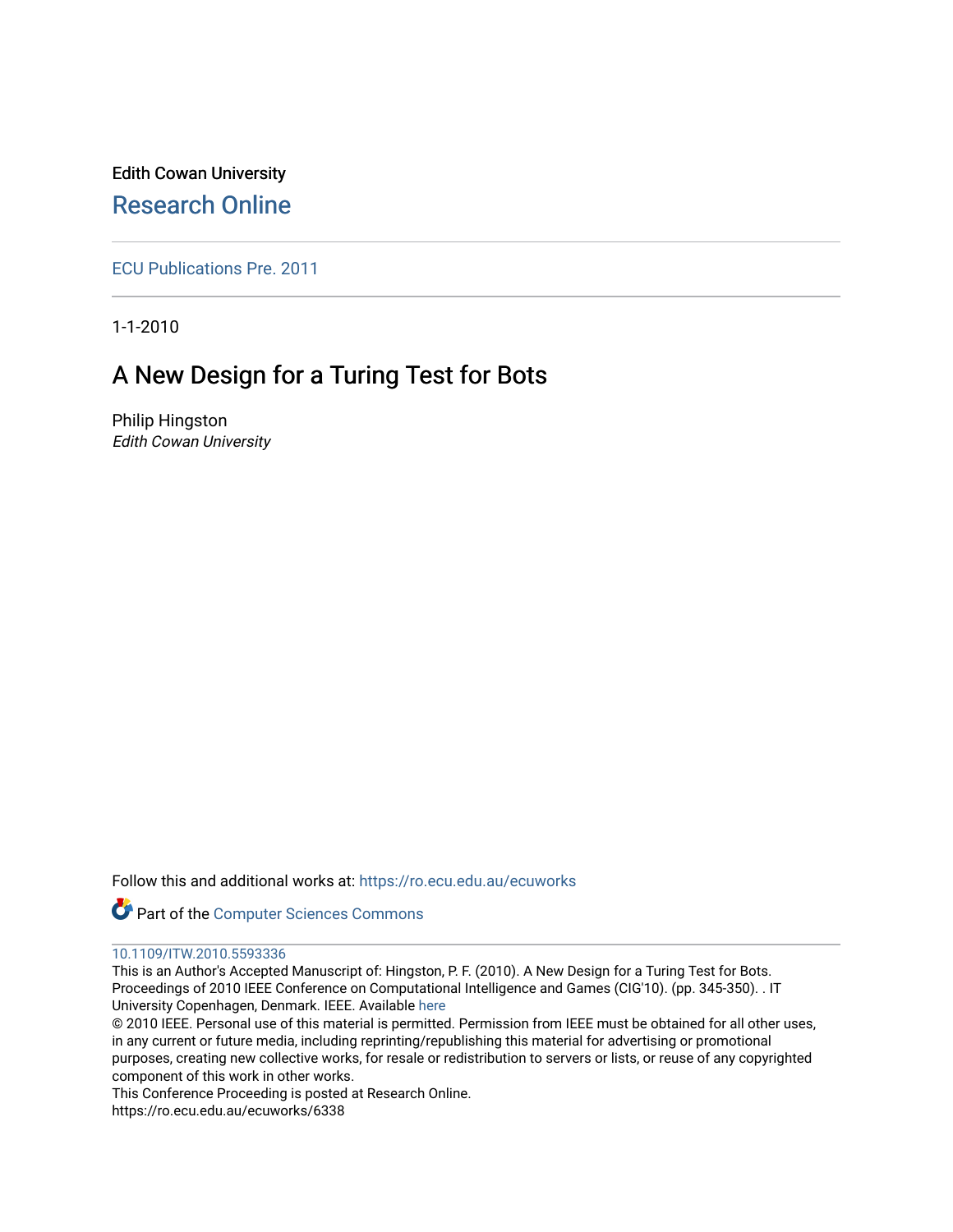Edith Cowan University

Research Online

ECU Publications Pre. 2011

1-1-2010

# A New Design for a Turing Test for Bots

Philip Hingston

*Edith Cowan University*

Follow this and additional works at: https://ro.ecu.edu.au/ecuworks

Part of the Computer Sciences Commons

10.1109/ITW.2010.5593336

This is an Author's Accepted Manuscript of: Hingston, P. F. (2010). A New Design for a Turing Test for Bots. Proceedings of 2010 IEEE Conference on Computational Intelligence and Games (CIG'10). (pp. 345-350). . IT University Copenhagen, Denmark. IEEE. Available here

© 2010 IEEE. Personal use of this material is permitted. Permission from IEEE must be obtained for all other uses, in any current or future media, including reprinting/republishing this material for advertising or promotional purposes, creating new collective works, for resale or redistribution to servers or lists, or reuse of any copyrighted component of this work in other works.

This Conference Proceeding is posted at Research Online.

https://ro.ecu.edu.au/ecuworks/6338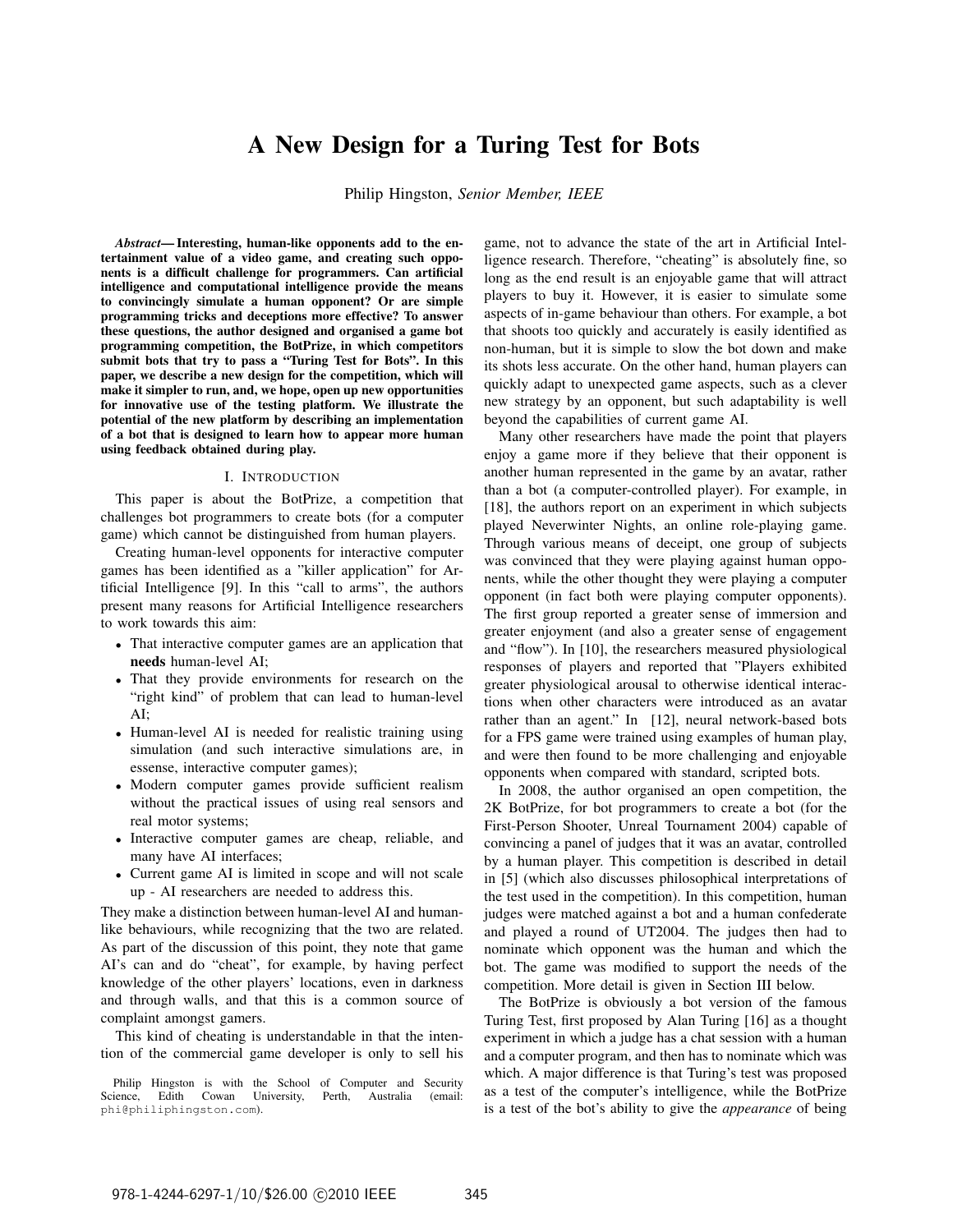# A New Design for a Turing Test for Bots

Philip Hingston, *Senior Member, IEEE*

***Abstract*— Interesting, human-like opponents add to the entertainment value of a video game, and creating such opponents is a difficult challenge for programmers. Can artificial intelligence and computational intelligence provide the means to convincingly simulate a human opponent? Or are simple programming tricks and deceptions more effective? To answer these questions, the author designed and organised a game bot programming competition, the BotPrize, in which competitors submit bots that try to pass a "Turing Test for Bots". In this paper, we describe a new design for the competition, which will make it simpler to run, and, we hope, open up new opportunities for innovative use of the testing platform. We illustrate the potential of the new platform by describing an implementation of a bot that is designed to learn how to appear more human using feedback obtained during play.**

## I. Introduction

This paper is about the BotPrize, a competition that challenges bot programmers to create bots (for a computer game) which cannot be distinguished from human players.

Creating human-level opponents for interactive computer games has been identified as a "killer application" for Artificial Intelligence [9]. In this "call to arms", the authors present many reasons for Artificial Intelligence researchers to work towards this aim:

- That interactive computer games are an application that **needs** human-level AI;
- That they provide environments for research on the "right kind" of problem that can lead to human-level AI;
- Human-level AI is needed for realistic training using simulation (and such interactive simulations are, in essense, interactive computer games);
- Modern computer games provide sufficient realism without the practical issues of using real sensors and real motor systems;
- Interactive computer games are cheap, reliable, and many have AI interfaces;
- Current game AI is limited in scope and will not scale up - AI researchers are needed to address this.

They make a distinction between human-level AI and human-like behaviours, while recognizing that the two are related. As part of the discussion of this point, they note that game AI's can and do "cheat", for example, by having perfect knowledge of the other players' locations, even in darkness and through walls, and that this is a common source of complaint amongst gamers.

This kind of cheating is understandable in that the intention of the commercial game developer is only to sell his game, not to advance the state of the art in Artificial Intelligence research. Therefore, "cheating" is absolutely fine, so long as the end result is an enjoyable game that will attract players to buy it. However, it is easier to simulate some aspects of in-game behaviour than others. For example, a bot that shoots too quickly and accurately is easily identified as non-human, but it is simple to slow the bot down and make its shots less accurate. On the other hand, human players can quickly adapt to unexpected game aspects, such as a clever new strategy by an opponent, but such adaptability is well beyond the capabilities of current game AI.

Many other researchers have made the point that players enjoy a game more if they believe that their opponent is another human represented in the game by an avatar, rather than a bot (a computer-controlled player). For example, in [18], the authors report on an experiment in which subjects played Neverwinter Nights, an online role-playing game. Through various means of deceit, one group of subjects was convinced that they were playing against human opponents, while the other thought they were playing a computer opponent (in fact both were playing computer opponents). The first group reported a greater sense of immersion and greater enjoyment (and also a greater sense of engagement and "flow"). In [10], the researchers measured physiological responses of players and reported that "Players exhibited greater physiological arousal to otherwise identical interactions when other characters were introduced as an avatar rather than an agent." In [12], neural network-based bots for a FPS game were trained using examples of human play, and were then found to be more challenging and enjoyable opponents when compared with standard, scripted bots.

In 2008, the author organised an open competition, the 2K BotPrize, for bot programmers to create a bot (for the First-Person Shooter, Unreal Tournament 2004) capable of convincing a panel of judges that it was an avatar, controlled by a human player. This competition is described in detail in [5] (which also discusses philosophical interpretations of the test used in the competition). In this competition, human judges were matched against a bot and a human confederate and played a round of UT2004. The judges then had to nominate which opponent was the human and which the bot. The game was modified to support the needs of the competition. More detail is given in Section III below.

The BotPrize is obviously a bot version of the famous Turing Test, first proposed by Alan Turing [16] as a thought experiment in which a judge has a chat session with a human and a computer program, and then has to nominate which was which. A major difference is that Turing's test was proposed as a test of the computer's intelligence, while the BotPrize is a test of the bot's ability to give the *appearance* of being

Philip Hingston is with the School of Computer and Security Science, Edith Cowan University, Perth, Australia (email: phi@philiphingston.com).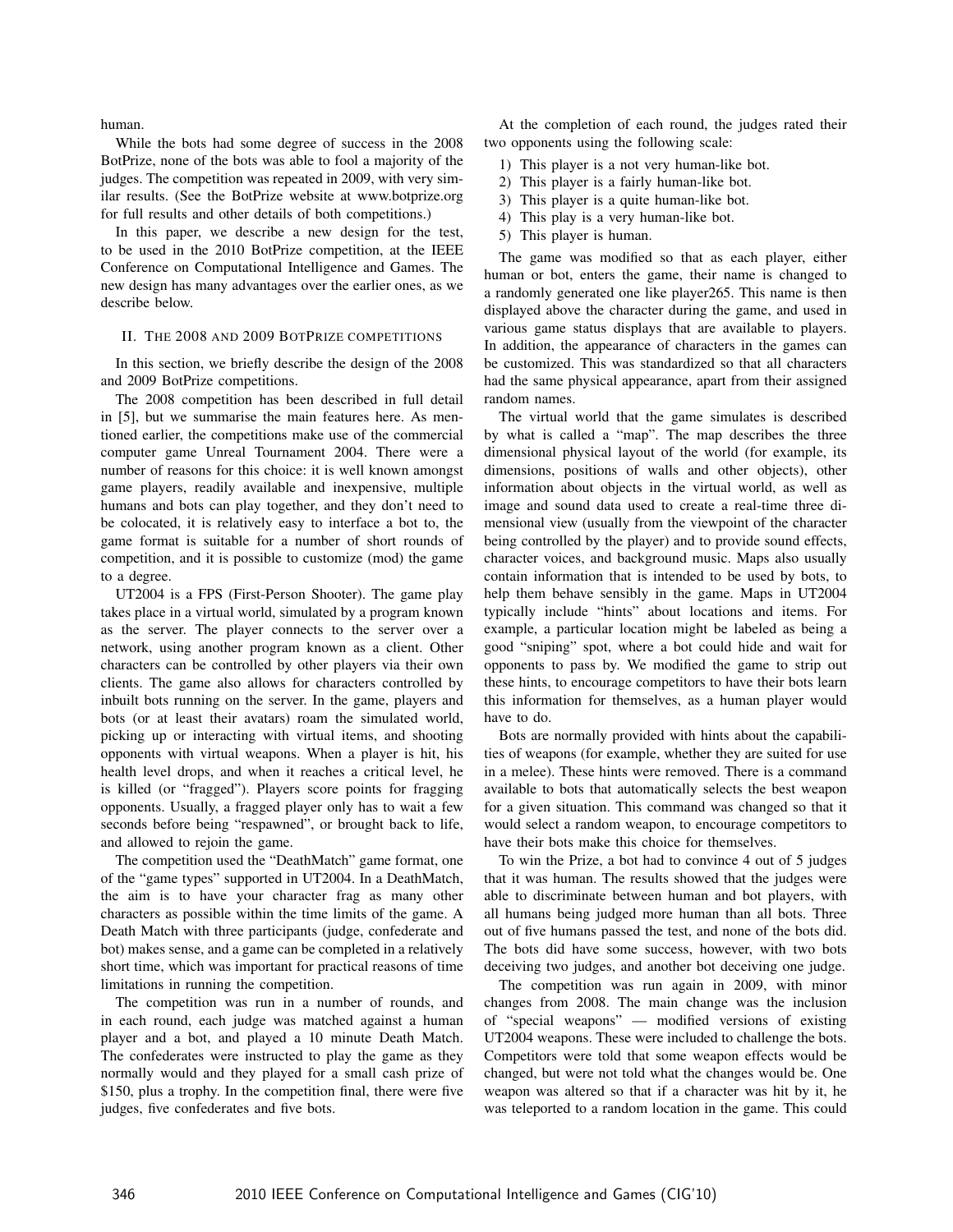human.

While the bots had some degree of success in the 2008 BotPrize, none of the bots was able to fool a majority of the judges. The competition was repeated in 2009, with very similar results. (See the BotPrize website at www.botprize.org for full results and other details of both competitions.)

In this paper, we describe a new design for the test, to be used in the 2010 BotPrize competition, at the IEEE Conference on Computational Intelligence and Games. The new design has many advantages over the earlier ones, as we describe below.

## II. The 2008 and 2009 BotPrize competitions

In this section, we briefly describe the design of the 2008 and 2009 BotPrize competitions.

The 2008 competition has been described in full detail in [5], but we summarise the main features here. As mentioned earlier, the competitions make use of the commercial computer game Unreal Tournament 2004. There were a number of reasons for this choice: it is well known amongst game players, readily available and inexpensive, multiple humans and bots can play together, and they don't need to be colocated, it is relatively easy to interface a bot to, the game format is suitable for a number of short rounds of competition, and it is possible to customize (mod) the game to a degree.

UT2004 is a FPS (First-Person Shooter). The game play takes place in a virtual world, simulated by a program known as the server. The player connects to the server over a network, using another program known as a client. Other characters can be controlled by other players via their own clients. The game also allows for characters controlled by inbuilt bots running on the server. In the game, players and bots (or at least their avatars) roam the simulated world, picking up or interacting with virtual items, and shooting opponents with virtual weapons. When a player is hit, his health level drops, and when it reaches a critical level, he is killed (or "fragged"). Players score points for fragging opponents. Usually, a fragged player only has to wait a few seconds before being "respawned", or brought back to life, and allowed to rejoin the game.

The competition used the "DeathMatch" game format, one of the "game types" supported in UT2004. In a DeathMatch, the aim is to have your character frag as many other characters as possible within the time limits of the game. A Death Match with three participants (judge, confederate and bot) makes sense, and a game can be completed in a relatively short time, which was important for practical reasons of time limitations in running the competition.

The competition was run in a number of rounds, and in each round, each judge was matched against a human player and a bot, and played a 10 minute Death Match. The confederates were instructed to play the game as they normally would and they played for a small cash prize of \$150, plus a trophy. In the competition final, there were five judges, five confederates and five bots.

At the completion of each round, the judges rated their two opponents using the following scale:

1) This player is a not very human-like bot.
2) This player is a fairly human-like bot.
3) This player is a quite human-like bot.
4) This play is a very human-like bot.
5) This player is human.

The game was modified so that as each player, either human or bot, enters the game, their name is changed to a randomly generated one like player265. This name is then displayed above the character during the game, and used in various game status displays that are available to players. In addition, the appearance of characters in the games can be customized. This was standardized so that all characters had the same physical appearance, apart from their assigned random names.

The virtual world that the game simulates is described by what is called a "map". The map describes the three dimensional physical layout of the world (for example, its dimensions, positions of walls and other objects), other information about objects in the virtual world, as well as image and sound data used to create a real-time three dimensional view (usually from the viewpoint of the character being controlled by the player) and to provide sound effects, character voices, and background music. Maps also usually contain information that is intended to be used by bots, to help them behave sensibly in the game. Maps in UT2004 typically include "hints" about locations and items. For example, a particular location might be labeled as being a good "sniping" spot, where a bot could hide and wait for opponents to pass by. We modified the game to strip out these hints, to encourage competitors to have their bots learn this information for themselves, as a human player would have to do.

Bots are normally provided with hints about the capabilities of weapons (for example, whether they are suited for use in a melee). These hints were removed. There is a command available to bots that automatically selects the best weapon for a given situation. This command was changed so that it would select a random weapon, to encourage competitors to have their bots make this choice for themselves.

To win the Prize, a bot had to convince 4 out of 5 judges that it was human. The results showed that the judges were able to discriminate between human and bot players, with all humans being judged more human than all bots. Three out of five humans passed the test, and none of the bots did. The bots did have some success, however, with two bots deceiving two judges, and another bot deceiving one judge.

The competition was run again in 2009, with minor changes from 2008. The main change was the inclusion of "special weapons" — modified versions of existing UT2004 weapons. These were included to challenge the bots. Competitors were told that some weapon effects would be changed, but were not told what the changes would be. One weapon was altered so that if a character was hit by it, he was teleported to a random location in the game. This could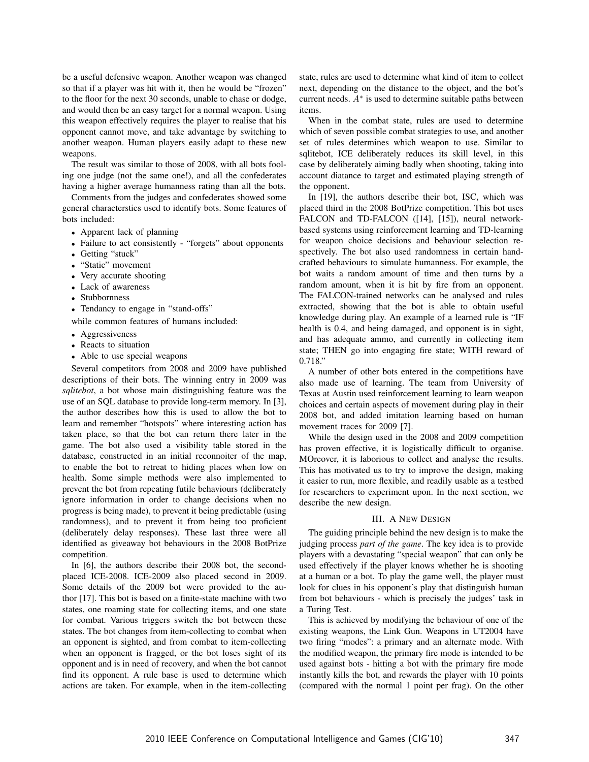be a useful defensive weapon. Another weapon was changed so that if a player was hit with it, then he would be "frozen" to the floor for the next 30 seconds, unable to chase or dodge, and would then be an easy target for a normal weapon. Using this weapon effectively requires the player to realise that his opponent cannot move, and take advantage by switching to another weapon. Human players easily adapt to these new weapons.

The result was similar to those of 2008, with all bots fooling one judge (not the same one!), and all the confederates having a higher average humanness rating than all the bots.

Comments from the judges and confederates showed some general charactersctics used to identify bots. Some features of bots included:

- Apparent lack of planning
- Failure to act consistently - "forgets" about opponents
- Getting "stuck"
- "Static" movement
- Very accurate shooting
- Lack of awareness
- Stubbornness
- Tendancy to engage in "stand-offs"

while common features of humans included:

- Aggressiveness
- Reacts to situation
- Able to use special weapons

Several competitors from 2008 and 2009 have published descriptions of their bots. The winning entry in 2009 was *sqlitebot*, a bot whose main distinguishing feature was the use of an SQL database to provide long-term memory. In [3], the author describes how this is used to allow the bot to learn and remember "hotspots" where interesting action has taken place, so that the bot can return there later in the game. The bot also used a visibility table stored in the database, constructed in an initial reconnoiter of the map, to enable the bot to retreat to hiding places when low on health. Some simple methods were also implemented to prevent the bot from repeating futile behaviours (deliberately ignore information in order to change decisions when no progress is being made), to prevent it being predictable (using randomness), and to prevent it from being too proficient (deliberately delay responses). These last three were all identified as giveaway bot behaviours in the 2008 BotPrize competition.

In [6], the authors describe their 2008 bot, the second-placed ICE-2008. ICE-2009 also placed second in 2009. Some details of the 2009 bot were provided to the author [17]. This bot is based on a finite-state machine with two states, one roaming state for collecting items, and one state for combat. Various triggers switch the bot between these states. The bot changes from item-collecting to combat when an opponent is sighted, and from combat to item-collecting when an opponent is fragged, or the bot loses sight of its opponent and is in need of recovery, and when the bot cannot find its opponent. A rule base is used to determine which actions are taken. For example, when in the item-collecting state, rules are used to determine what kind of item to collect next, depending on the distance to the object, and the bot's current needs. $A^*$ is used to determine suitable paths between items.

When in the combat state, rules are used to determine which of seven possible combat strategies to use, and another set of rules determines which weapon to use. Similar to sqlitebot, ICE deliberately reduces its skill level, in this case by deliberately aiming badly when shooting, taking into account diatance to target and estimated playing strength of the opponent.

In [19], the authors describe their bot, ISC, which was placed third in the 2008 BotPrize competition. This bot uses FALCON and TD-FALCON ([14], [15]), neural network-based systems using reinforcement learning and TD-learning for weapon choice decisions and behaviour selection respectively. The bot also used randomness in certain handcrafted behaviours to simulate humanness. For example, the bot waits a random amount of time and then turns by a random amount, when it is hit by fire from an opponent. The FALCON-trained networks can be analysed and rules extracted, showing that the bot is able to obtain useful knowledge during play. An example of a learned rule is "IF health is 0.4, and being damaged, and opponent is in sight, and has adequate ammo, and currently in collecting item state; THEN go into engaging fire state; WITH reward of 0.718."

A number of other bots entered in the competitions have also made use of learning. The team from University of Texas at Austin used reinforcement learning to learn weapon choices and certain aspects of movement during play in their 2008 bot, and added imitation learning based on human movement traces for 2009 [7].

While the design used in the 2008 and 2009 competition has proven effective, it is logistically difficult to organise. MOreover, it is laborious to collect and analyse the results. This has motivated us to try to improve the design, making it easier to run, more flexible, and readily usable as a testbed for researchers to experiment upon. In the next section, we describe the new design.

## III. A New Design

The guiding principle behind the new design is to make the judging process *part of the game*. The key idea is to provide players with a devastating "special weapon" that can only be used effectively if the player knows whether he is shooting at a human or a bot. To play the game well, the player must look for clues in his opponent's play that distinguish human from bot behaviours - which is precisely the judges' task in a Turing Test.

This is achieved by modifying the behaviour of one of the existing weapons, the Link Gun. Weapons in UT2004 have two firing "modes": a primary and an alternate mode. With the modified weapon, the primary fire mode is intended to be used against bots - hitting a bot with the primary fire mode instantly kills the bot, and rewards the player with 10 points (compared with the normal 1 point per frag). On the other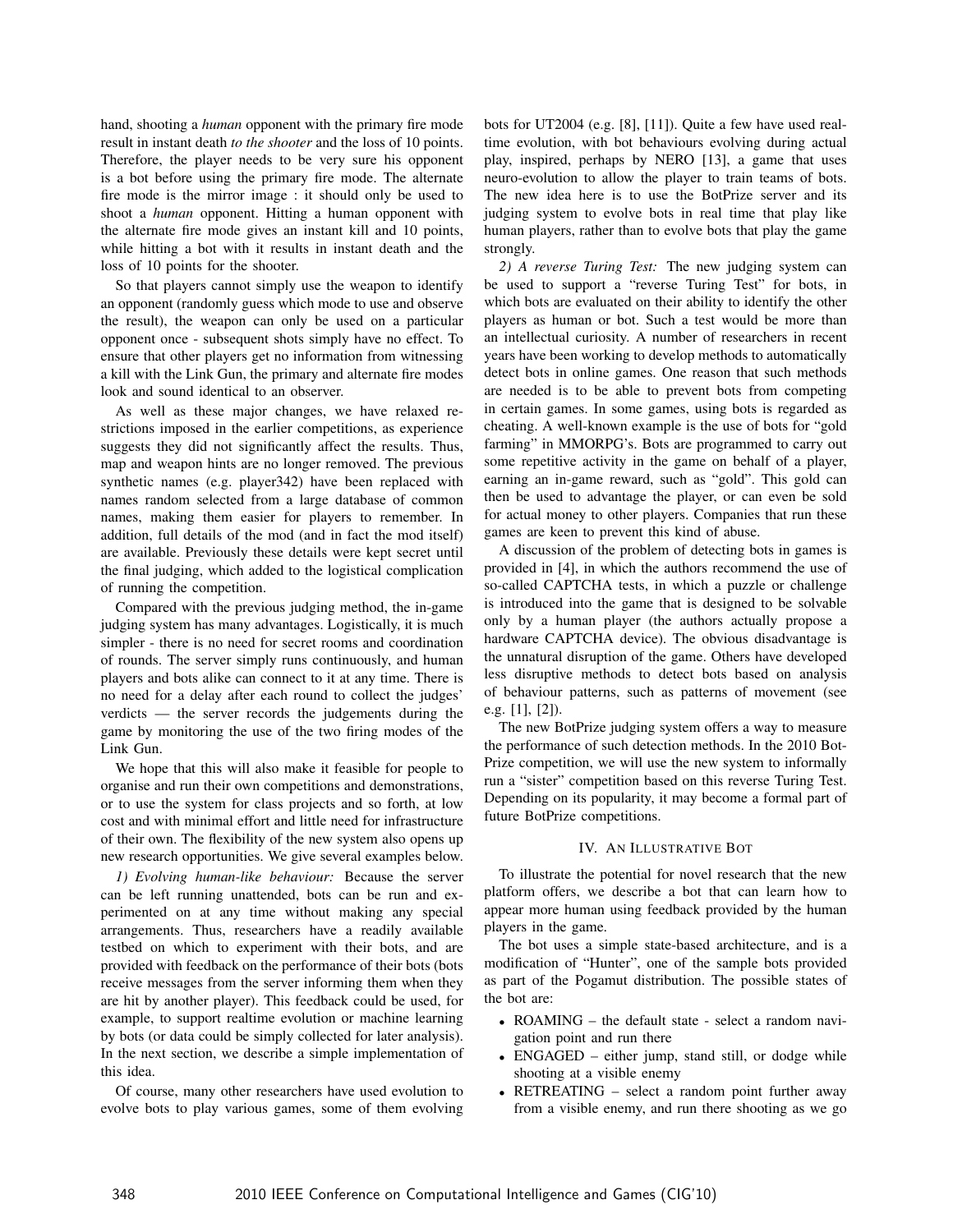hand, shooting a *human* opponent with the primary fire mode result in instant death *to the shooter* and the loss of 10 points. Therefore, the player needs to be very sure his opponent is a bot before using the primary fire mode. The alternate fire mode is the mirror image : it should only be used to shoot a *human* opponent. Hitting a human opponent with the alternate fire mode gives an instant kill and 10 points, while hitting a bot with it results in instant death and the loss of 10 points for the shooter.

So that players cannot simply use the weapon to identify an opponent (randomly guess which mode to use and observe the result), the weapon can only be used on a particular opponent once - subsequent shots simply have no effect. To ensure that other players get no information from witnessing a kill with the Link Gun, the primary and alternate fire modes look and sound identical to an observer.

As well as these major changes, we have relaxed restrictions imposed in the earlier competitions, as experience suggests they did not significantly affect the results. Thus, map and weapon hints are no longer removed. The previous synthetic names (e.g. player342) have been replaced with names random selected from a large database of common names, making them easier for players to remember. In addition, full details of the mod (and in fact the mod itself) are available. Previously these details were kept secret until the final judging, which added to the logistical complication of running the competition.

Compared with the previous judging method, the in-game judging system has many advantages. Logistically, it is much simpler - there is no need for secret rooms and coordination of rounds. The server simply runs continuously, and human players and bots alike can connect to it at any time. There is no need for a delay after each round to collect the judges' verdicts — the server records the judgements during the game by monitoring the use of the two firing modes of the Link Gun.

We hope that this will also make it feasible for people to organise and run their own competitions and demonstrations, or to use the system for class projects and so forth, at low cost and with minimal effort and little need for infrastructure of their own. The flexibility of the new system also opens up new research opportunities. We give several examples below.

*1) Evolving human-like behaviour:* Because the server can be left running unattended, bots can be run and experimented on at any time without making any special arrangements. Thus, researchers have a readily available testbed on which to experiment with their bots, and are provided with feedback on the performance of their bots (bots receive messages from the server informing them when they are hit by another player). This feedback could be used, for example, to support realtime evolution or machine learning by bots (or data could be simply collected for later analysis). In the next section, we describe a simple implementation of this idea.

Of course, many other researchers have used evolution to evolve bots to play various games, some of them evolving bots for UT2004 (e.g. [8], [11]). Quite a few have used real-time evolution, with bot behaviours evolving during actual play, inspired, perhaps by NERO [13], a game that uses neuro-evolution to allow the player to train teams of bots. The new idea here is to use the BotPrize server and its judging system to evolve bots in real time that play like human players, rather than to evolve bots that play the game strongly.

*2) A reverse Turing Test:* The new judging system can be used to support a "reverse Turing Test" for bots, in which bots are evaluated on their ability to identify the other players as human or bot. Such a test would be more than an intellectual curiosity. A number of researchers in recent years have been working to develop methods to automatically detect bots in online games. One reason that such methods are needed is to be able to prevent bots from competing in certain games. In some games, using bots is regarded as cheating. A well-known example is the use of bots for "gold farming" in MMORPG's. Bots are programmed to carry out some repetitive activity in the game on behalf of a player, earning an in-game reward, such as "gold". This gold can then be used to advantage the player, or can even be sold for actual money to other players. Companies that run these games are keen to prevent this kind of abuse.

A discussion of the problem of detecting bots in games is provided in [4], in which the authors recommend the use of so-called CAPTCHA tests, in which a puzzle or challenge is introduced into the game that is designed to be solvable only by a human player (the authors actually propose a hardware CAPTCHA device). The obvious disadvantage is the unnatural disruption of the game. Others have developed less disruptive methods to detect bots based on analysis of behaviour patterns, such as patterns of movement (see e.g. [1], [2]).

The new BotPrize judging system offers a way to measure the performance of such detection methods. In the 2010 BotPrize competition, we will use the new system to informally run a "sister" competition based on this reverse Turing Test. Depending on its popularity, it may become a formal part of future BotPrize competitions.

## IV. An Illustrative Bot

To illustrate the potential for novel research that the new platform offers, we describe a bot that can learn how to appear more human using feedback provided by the human players in the game.

The bot uses a simple state-based architecture, and is a modification of "Hunter", one of the sample bots provided as part of the Pogamut distribution. The possible states of the bot are:

- ROAMING – the default state - select a random navigation point and run there
- ENGAGED – either jump, stand still, or dodge while shooting at a visible enemy
- RETREATING – select a random point further away from a visible enemy, and run there shooting as we go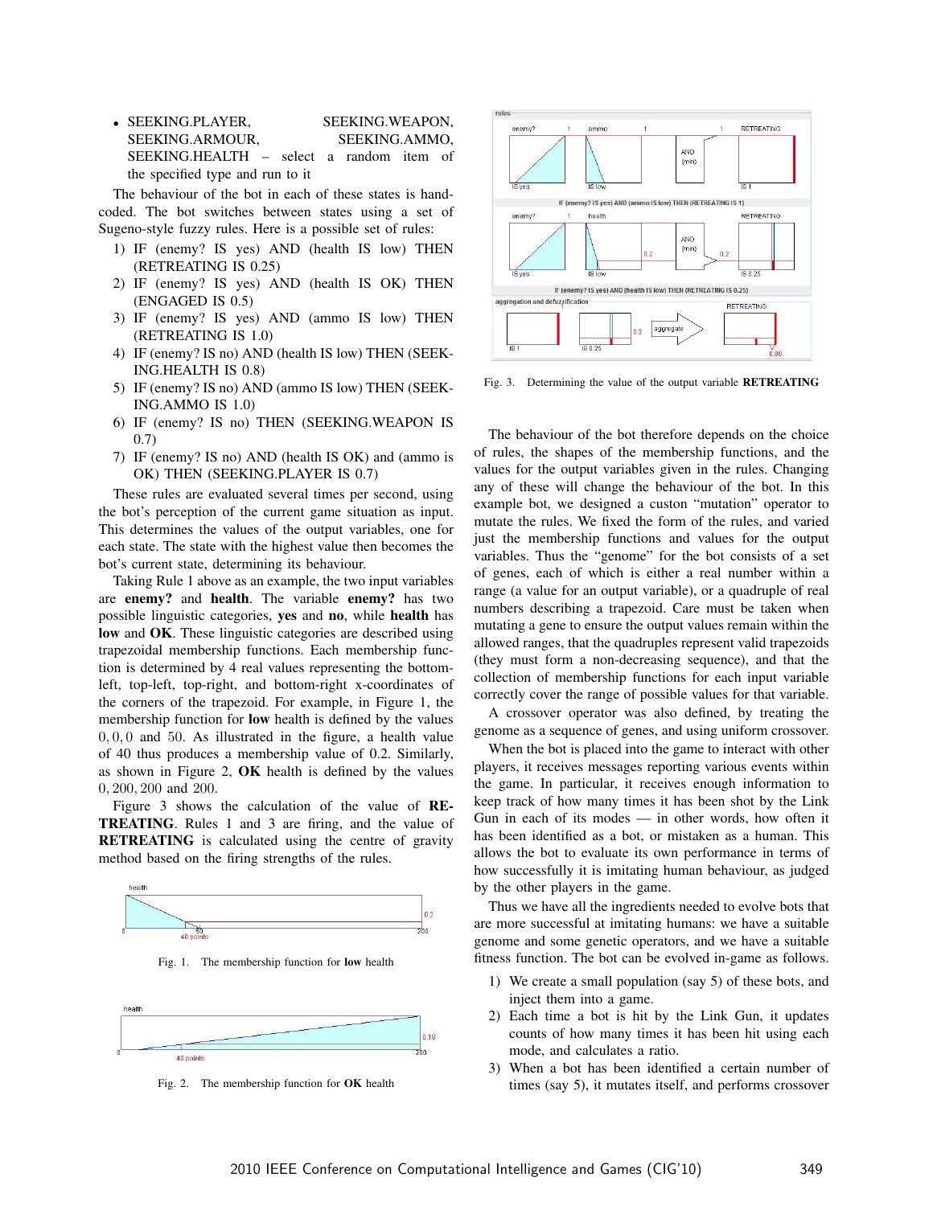- SEEKING.PLAYER, SEEKING.WEAPON, SEEKING.ARMOUR, SEEKING.AMMO, SEEKING.HEALTH – select a random item of the specified type and run to it

The behaviour of the bot in each of these states is hand-coded. The bot switches between states using a set of Sugeno-style fuzzy rules. Here is a possible set of rules:

1) IF (enemy? IS yes) AND (health IS low) THEN (RETREATING IS 0.25)
2) IF (enemy? IS yes) AND (health IS OK) THEN (ENGAGED IS 0.5)
3) IF (enemy? IS yes) AND (ammo IS low) THEN (RETREATING IS 1.0)
4) IF (enemy? IS no) AND (health IS low) THEN (SEEKING.HEALTH IS 0.8)
5) IF (enemy? IS no) AND (ammo IS low) THEN (SEEKING.AMMO IS 1.0)
6) IF (enemy? IS no) THEN (SEEKING.WEAPON IS 0.7)
7) IF (enemy? IS no) AND (health IS OK) and (ammo is OK) THEN (SEEKING.PLAYER IS 0.7)

These rules are evaluated several times per second, using the bot's perception of the current game situation as input. This determines the values of the output variables, one for each state. The state with the highest value then becomes the bot's current state, determining its behaviour.

Taking Rule 1 above as an example, the two input variables are **enemy?** and **health**. The variable **enemy?** has two possible linguistic categories, **yes** and **no**, while **health** has **low** and **OK**. These linguistic categories are described using trapezoidal membership functions. Each membership function is determined by 4 real values representing the bottom-left, top-left, top-right, and bottom-right x-coordinates of the corners of the trapezoid. For example, in Figure 1, the membership function for **low** health is defined by the values $0, 0, 0$ and $50$. As illustrated in the figure, a health value of 40 thus produces a membership value of 0.2. Similarly, as shown in Figure 2, **OK** health is defined by the values $0, 200, 200$ and $200$.

Figure 3 shows the calculation of the value of **RETREATING**. Rules 1 and 3 are firing, and the value of **RETREATING** is calculated using the centre of gravity method based on the firing strengths of the rules.

Fig. 1. The membership function for **low** health

Fig. 2. The membership function for **OK** health

Fig. 3. Determining the value of the output variable **RETREATING**

The behaviour of the bot therefore depends on the choice of rules, the shapes of the membership functions, and the values for the output variables given in the rules. Changing any of these will change the behaviour of the bot. In this example bot, we designed a custon "mutation" operator to mutate the rules. We fixed the form of the rules, and varied just the membership functions and values for the output variables. Thus the "genome" for the bot consists of a set of genes, each of which is either a real number within a range (a value for an output variable), or a quadruple of real numbers describing a trapezoid. Care must be taken when mutating a gene to ensure the output values remain within the allowed ranges, that the quadruples represent valid trapezoids (they must form a non-decreasing sequence), and that the collection of membership functions for each input variable correctly cover the range of possible values for that variable.

A crossover operator was also defined, by treating the genome as a sequence of genes, and using uniform crossover.

When the bot is placed into the game to interact with other players, it receives messages reporting various events within the game. In particular, it receives enough information to keep track of how many times it has been shot by the Link Gun in each of its modes — in other words, how often it has been identified as a bot, or mistaken as a human. This allows the bot to evaluate its own performance in terms of how successfully it is imitating human behaviour, as judged by the other players in the game.

Thus we have all the ingredients needed to evolve bots that are more successful at imitating humans: we have a suitable genome and some genetic operators, and we have a suitable fitness function. The bot can be evolved in-game as follows.

1) We create a small population (say 5) of these bots, and inject them into a game.
2) Each time a bot is hit by the Link Gun, it updates counts of how many times it has been hit using each mode, and calculates a ratio.
3) When a bot has been identified a certain number of times (say 5), it mutates itself, and performs crossover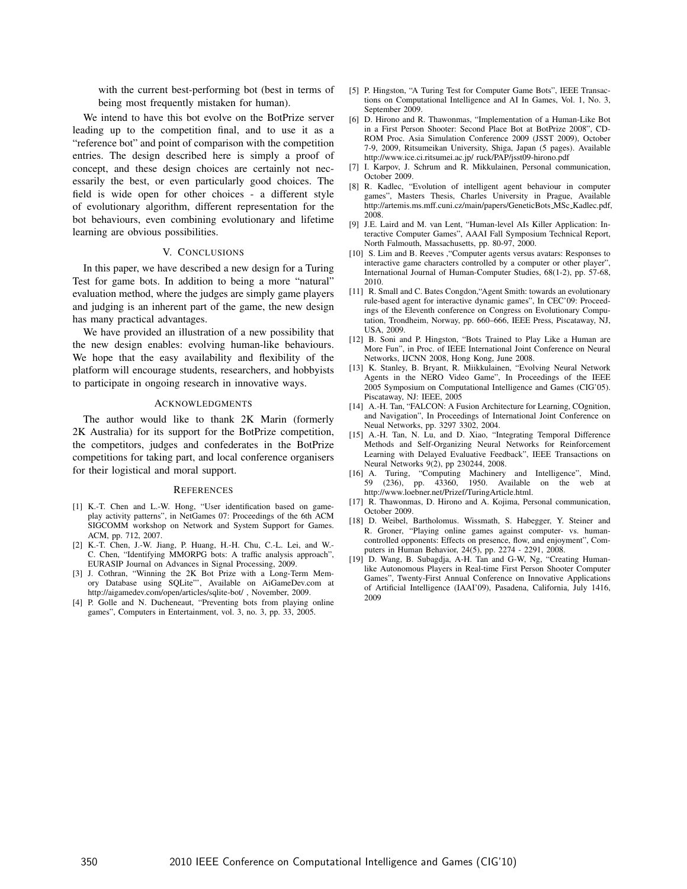with the current best-performing bot (best in terms of being most frequently mistaken for human).

We intend to have this bot evolve on the BotPrize server leading up to the competition final, and to use it as a "reference bot" and point of comparison with the competition entries. The design described here is simply a proof of concept, and these design choices are certainly not necessarily the best, or even particularly good choices. The field is wide open for other choices - a different style of evolutionary algorithm, different representation for the bot behaviours, even combining evolutionary and lifetime learning are obvious possibilities.

## V. Conclusions

In this paper, we have described a new design for a Turing Test for game bots. In addition to being a more "natural" evaluation method, where the judges are simply game players and judging is an inherent part of the game, the new design has many practical advantages.

We have provided an illustration of a new possibility that the new design enables: evolving human-like behaviours. We hope that the easy availability and flexibility of the platform will encourage students, researchers, and hobbyists to participate in ongoing research in innovative ways.

## Acknowledgments

The author would like to thank 2K Marin (formerly 2K Australia) for its support for the BotPrize competition, the competitors, judges and confederates in the BotPrize competitions for taking part, and local conference organisers for their logistical and moral support.

## References

[1] K.-T. Chen and L.-W. Hong, "User identification based on game-play activity patterns", in NetGames 07: Proceedings of the 6th ACM SIGCOMM workshop on Network and System Support for Games. ACM, pp. 712, 2007.

[2] K.-T. Chen, J.-W. Jiang, P. Huang, H.-H. Chu, C.-L. Lei, and W.-C. Chen, "Identifying MMORPG bots: A traffic analysis approach", EURASIP Journal on Advances in Signal Processing, 2009.

[3] J. Cothran, "Winning the 2K Bot Prize with a Long-Term Memory Database using SQLite"', Available on AiGameDev.com at http://aigamedev.com/open/articles/sqlite-bot/ , November, 2009.

[4] P. Golle and N. Ducheneaut, "Preventing bots from playing online games", Computers in Entertainment, vol. 3, no. 3, pp. 33, 2005.

[5] P. Hingston, "A Turing Test for Computer Game Bots", IEEE Transactions on Computational Intelligence and AI In Games, Vol. 1, No. 3, September 2009.

[6] D. Hirono and R. Thawonmas, "Implementation of a Human-Like Bot in a First Person Shooter: Second Place Bot at BotPrize 2008", CD-ROM Proc. Asia Simulation Conference 2009 (JSST 2009), October 7-9, 2009, Ritsumeikan University, Shiga, Japan (5 pages). Available http://www.ice.ci.ritsumei.ac.jp/ ruck/PAP/jsst09-hirono.pdf

[7] I. Karpov, J. Schrum and R. Mikkulainen, Personal communication, October 2009.

[8] R. Kadlec, "Evolution of intelligent agent behaviour in computer games", Masters Thesis, Charles University in Prague, Available http://artemis.ms.mff.cuni.cz/main/papers/GeneticBots_MSc_Kadlec.pdf, 2008.

[9] J.E. Laird and M. van Lent, "Human-level AIs Killer Application: Interactive Computer Games", AAAI Fall Symposium Technical Report, North Falmouth, Massachusetts, pp. 80-97, 2000.

[10] S. Lim and B. Reeves ,"Computer agents versus avatars: Responses to interactive game characters controlled by a computer or other player", International Journal of Human-Computer Studies, 68(1-2), pp. 57-68, 2010.

[11] R. Small and C. Bates Congdon,"Agent Smith: towards an evolutionary rule-based agent for interactive dynamic games", In CEC'09: Proceedings of the Eleventh conference on Congress on Evolutionary Computation, Trondheim, Norway, pp. 660–666, IEEE Press, Piscataway, NJ, USA, 2009.

[12] B. Soni and P. Hingston, "Bots Trained to Play Like a Human are More Fun", in Proc. of IEEE International Joint Conference on Neural Networks, IJCNN 2008, Hong Kong, June 2008.

[13] K. Stanley, B. Bryant, R. Miikkulainen, "Evolving Neural Network Agents in the NERO Video Game", In Proceedings of the IEEE 2005 Symposium on Computational Intelligence and Games (CIG'05). Piscataway, NJ: IEEE, 2005

[14] A.-H. Tan, "FALCON: A Fusion Architecture for Learning, COgnition, and Navigation", In Proceedings of International Joint Conference on Neual Networks, pp. 3297 3302, 2004.

[15] A.-H. Tan, N. Lu, and D. Xiao, "Integrating Temporal Difference Methods and Self-Organizing Neural Networks for Reinforcement Learning with Delayed Evaluative Feedback", IEEE Transactions on Neural Networks 9(2), pp 230244, 2008.

[16] A. Turing, "Computing Machinery and Intelligence", Mind, 59 (236), pp. 43360, 1950. Available on the web at http://www.loebner.net/Prizef/TuringArticle.html.

[17] R. Thawonmas, D. Hirono and A. Kojima, Personal communication, October 2009.

[18] D. Weibel, Bartholomus. Wissmath, S. Habegger, Y. Steiner and R. Groner, "Playing online games against computer- vs. human-controlled opponents: Effects on presence, flow, and enjoyment", Computers in Human Behavior, 24(5), pp. 2274 - 2291, 2008.

[19] D. Wang, B. Subagdja, A-H. Tan and G-W, Ng, "Creating Human-like Autonomous Players in Real-time First Person Shooter Computer Games", Twenty-First Annual Conference on Innovative Applications of Artificial Intelligence (IAAI'09), Pasadena, California, July 1416, 2009